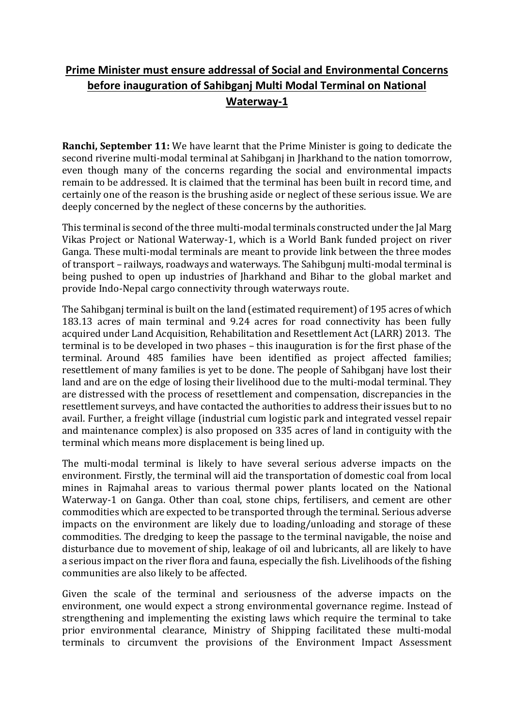# Prime Minister must ensure addressal of Social and Environmental Concerns before inauguration of Sahibganj Multi Modal Terminal on National Waterway-1

**Ranchi, September 11:** We have learnt that the Prime Minister is going to dedicate the second riverine multi-modal terminal at Sahibganj in Jharkhand to the nation tomorrow, even though many of the concerns regarding the social and environmental impacts remain to be addressed. It is claimed that the terminal has been built in record time, and certainly one of the reason is the brushing aside or neglect of these serious issue. We are deeply concerned by the neglect of these concerns by the authorities.

This terminal is second of the three multi-modal terminals constructed under the Jal Marg Vikas Project or National Waterway-1, which is a World Bank funded project on river Ganga. These multi-modal terminals are meant to provide link between the three modes of transport – railways, roadways and waterways. The Sahibgunj multi-modal terminal is being pushed to open up industries of Jharkhand and Bihar to the global market and provide Indo-Nepal cargo connectivity through waterways route.

The Sahibganj terminal is built on the land (estimated requirement) of 195 acres of which 183.13 acres of main terminal and 9.24 acres for road connectivity has been fully acquired under Land Acquisition, Rehabilitation and Resettlement Act (LARR) 2013. The terminal is to be developed in two phases – this inauguration is for the first phase of the terminal. Around 485 families have been identified as project affected families; resettlement of many families is yet to be done. The people of Sahibganj have lost their land and are on the edge of losing their livelihood due to the multi-modal terminal. They are distressed with the process of resettlement and compensation, discrepancies in the resettlement surveys, and have contacted the authorities to address their issues but to no avail. Further, a freight village (industrial cum logistic park and integrated vessel repair and maintenance complex) is also proposed on 335 acres of land in contiguity with the terminal which means more displacement is being lined up.

The multi-modal terminal is likely to have several serious adverse impacts on the environment. Firstly, the terminal will aid the transportation of domestic coal from local mines in Rajmahal areas to various thermal power plants located on the National Waterway-1 on Ganga. Other than coal, stone chips, fertilisers, and cement are other commodities which are expected to be transported through the terminal. Serious adverse impacts on the environment are likely due to loading/unloading and storage of these commodities. The dredging to keep the passage to the terminal navigable, the noise and disturbance due to movement of ship, leakage of oil and lubricants, all are likely to have a serious impact on the river flora and fauna, especially the fish. Livelihoods of the fishing communities are also likely to be affected.

Given the scale of the terminal and seriousness of the adverse impacts on the environment, one would expect a strong environmental governance regime. Instead of strengthening and implementing the existing laws which require the terminal to take prior environmental clearance, Ministry of Shipping facilitated these multi-modal terminals to circumvent the provisions of the Environment Impact Assessment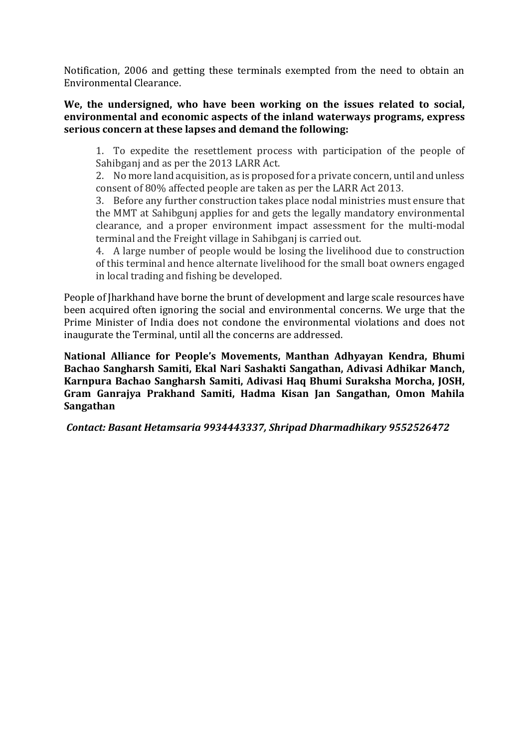Notification, 2006 and getting these terminals exempted from the need to obtain an Environmental Clearance.

**We, the undersigned, who have been working on the issues related to social, environmental and economic aspects of the inland waterways programs, express serious concern at these lapses and demand the following:**

1. To expedite the resettlement process with participation of the people of Sahibganj and as per the 2013 LARR Act.
2. No more land acquisition, as is proposed for a private concern, until and unless consent of 80% affected people are taken as per the LARR Act 2013.
3. Before any further construction takes place nodal ministries must ensure that the MMT at Sahibgunj applies for and gets the legally mandatory environmental clearance, and a proper environment impact assessment for the multi-modal terminal and the Freight village in Sahibganj is carried out.
4. A large number of people would be losing the livelihood due to construction of this terminal and hence alternate livelihood for the small boat owners engaged in local trading and fishing be developed.

People of Jharkhand have borne the brunt of development and large scale resources have been acquired often ignoring the social and environmental concerns. We urge that the Prime Minister of India does not condone the environmental violations and does not inaugurate the Terminal, until all the concerns are addressed.

**National Alliance for People's Movements, Manthan Adhyayan Kendra, Bhumi Bachao Sangharsh Samiti, Ekal Nari Sashakti Sangathan, Adivasi Adhikar Manch, Karnpura Bachao Sangharsh Samiti, Adivasi Haq Bhumi Suraksha Morcha, JOSH, Gram Ganrajya Prakhand Samiti, Hadma Kisan Jan Sangathan, Omon Mahila Sangathan**

***Contact: Basant Hetamsaria 9934443337, Shripad Dharmadhikary 9552526472***